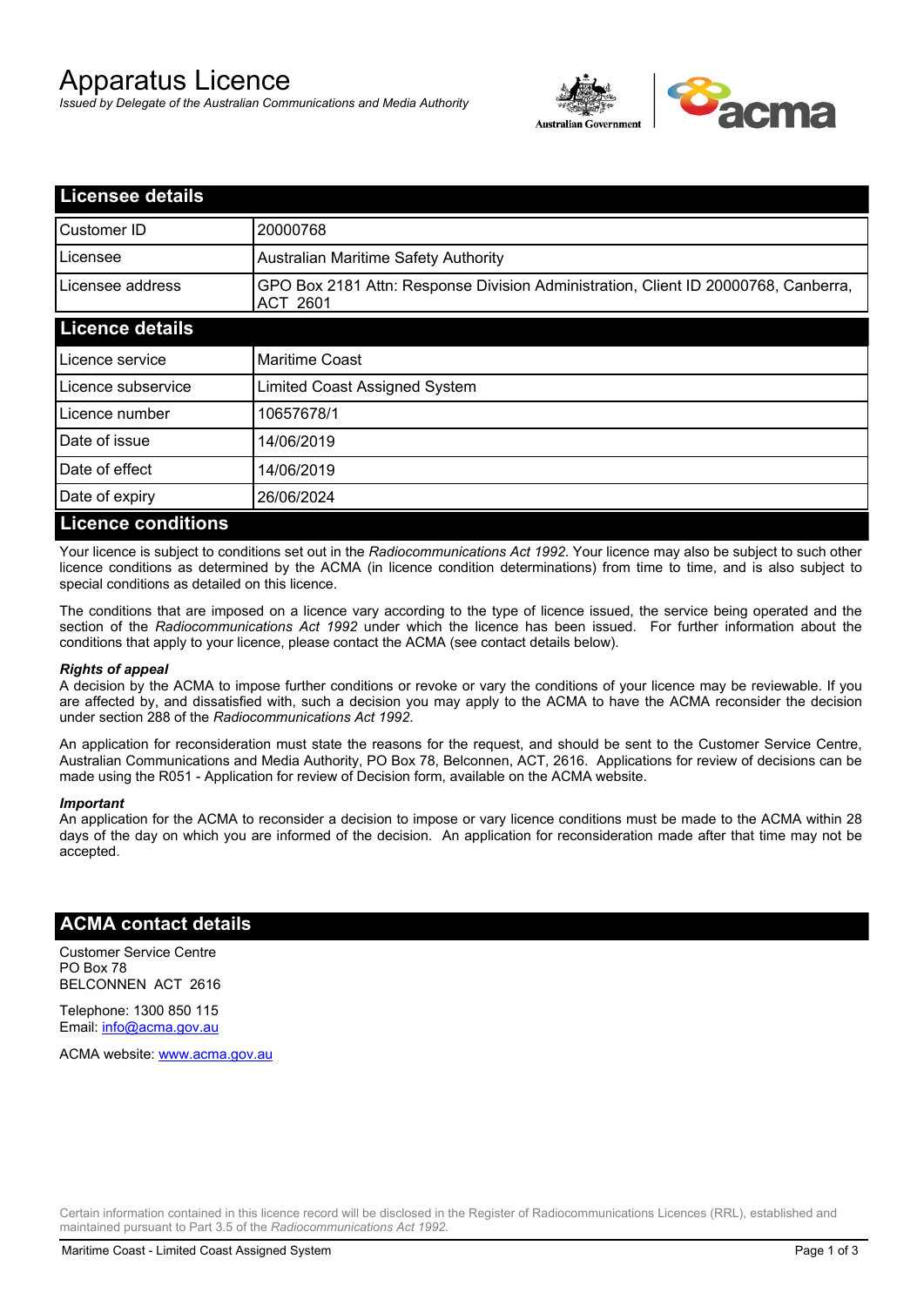# Apparatus Licence

*Issued by Delegate of the Australian Communications and Media Authority*

## Licensee details

| | |
|---|---|
| Customer ID | 20000768 |
| Licensee | Australian Maritime Safety Authority |
| Licensee address | GPO Box 2181 Attn: Response Division Administration, Client ID 20000768, Canberra, ACT 2601 |

## Licence details

| | |
|---|---|
| Licence service | Maritime Coast |
| Licence subservice | Limited Coast Assigned System |
| Licence number | 10657678/1 |
| Date of issue | 14/06/2019 |
| Date of effect | 14/06/2019 |
| Date of expiry | 26/06/2024 |

## Licence conditions

Your licence is subject to conditions set out in the *Radiocommunications Act 1992*. Your licence may also be subject to such other licence conditions as determined by the ACMA (in licence condition determinations) from time to time, and is also subject to special conditions as detailed on this licence.

The conditions that are imposed on a licence vary according to the type of licence issued, the service being operated and the section of the *Radiocommunications Act 1992* under which the licence has been issued. For further information about the conditions that apply to your licence, please contact the ACMA (see contact details below).

***Rights of appeal***

A decision by the ACMA to impose further conditions or revoke or vary the conditions of your licence may be reviewable. If you are affected by, and dissatisfied with, such a decision you may apply to the ACMA to have the ACMA reconsider the decision under section 288 of the *Radiocommunications Act 1992*.

An application for reconsideration must state the reasons for the request, and should be sent to the Customer Service Centre, Australian Communications and Media Authority, PO Box 78, Belconnen, ACT, 2616. Applications for review of decisions can be made using the R051 - Application for review of Decision form, available on the ACMA website.

***Important***

An application for the ACMA to reconsider a decision to impose or vary licence conditions must be made to the ACMA within 28 days of the day on which you are informed of the decision. An application for reconsideration made after that time may not be accepted.

## ACMA contact details

Customer Service Centre
PO Box 78
BELCONNEN ACT 2616

Telephone: 1300 850 115
Email: info@acma.gov.au

ACMA website: www.acma.gov.au

Certain information contained in this licence record will be disclosed in the Register of Radiocommunications Licences (RRL), established and maintained pursuant to Part 3.5 of the *Radiocommunications Act 1992.*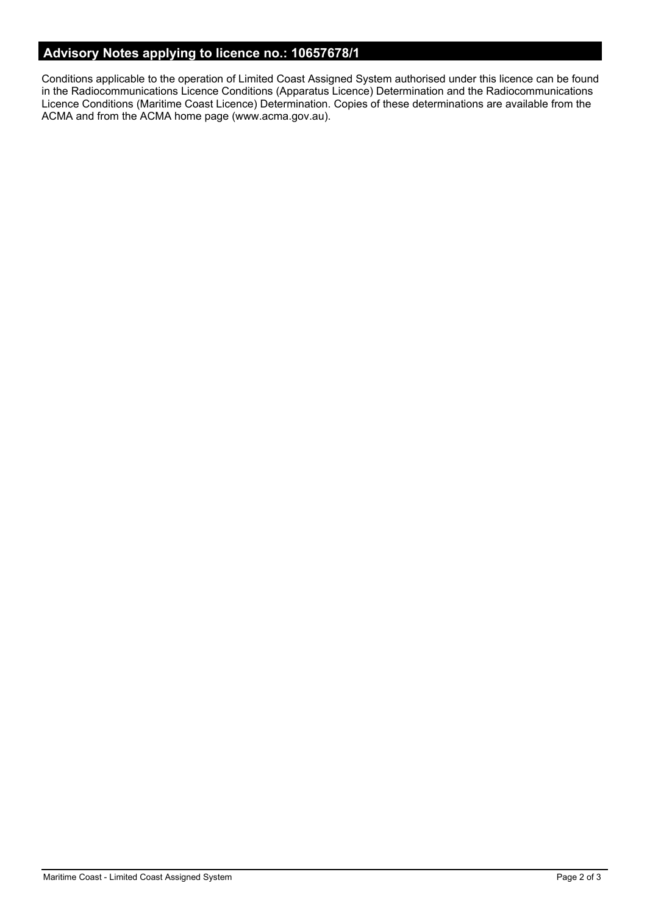## Advisory Notes applying to licence no.: 10657678/1

Conditions applicable to the operation of Limited Coast Assigned System authorised under this licence can be found in the Radiocommunications Licence Conditions (Apparatus Licence) Determination and the Radiocommunications Licence Conditions (Maritime Coast Licence) Determination. Copies of these determinations are available from the ACMA and from the ACMA home page (www.acma.gov.au).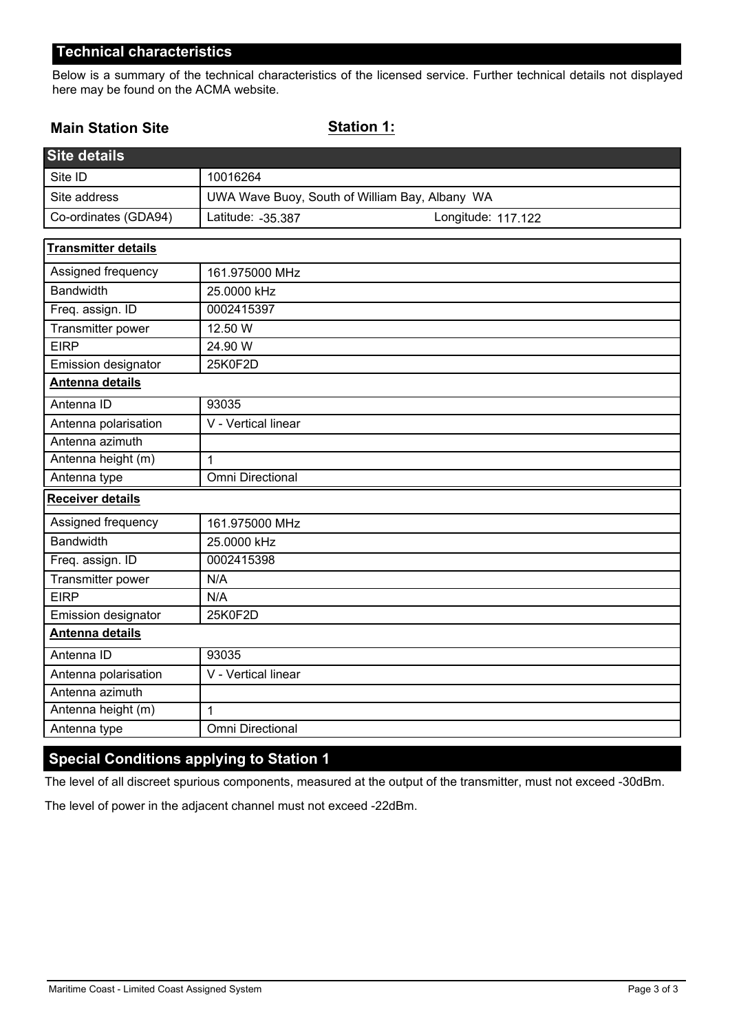## Technical characteristics

Below is a summary of the technical characteristics of the licensed service. Further technical details not displayed here may be found on the ACMA website.

**Main Station Site** **Station 1:**

| Site details | | |
|---|---|---|
| Site ID | 10016264 | |
| Site address | UWA Wave Buoy, South of William Bay, Albany WA | |
| Co-ordinates (GDA94) | Latitude: -35.387 | Longitude: 117.122 |

| Transmitter details | |
|---|---|
| Assigned frequency | 161.975000 MHz |
| Bandwidth | 25.0000 kHz |
| Freq. assign. ID | 0002415397 |
| Transmitter power | 12.50 W |
| EIRP | 24.90 W |
| Emission designator | 25K0F2D |
| **Antenna details** | |
| Antenna ID | 93035 |
| Antenna polarisation | V - Vertical linear |
| Antenna azimuth | |
| Antenna height (m) | 1 |
| Antenna type | Omni Directional |
| **Receiver details** | |
| Assigned frequency | 161.975000 MHz |
| Bandwidth | 25.0000 kHz |
| Freq. assign. ID | 0002415398 |
| Transmitter power | N/A |
| EIRP | N/A |
| Emission designator | 25K0F2D |
| **Antenna details** | |
| Antenna ID | 93035 |
| Antenna polarisation | V - Vertical linear |
| Antenna azimuth | |
| Antenna height (m) | 1 |
| Antenna type | Omni Directional |

## Special Conditions applying to Station 1

The level of all discreet spurious components, measured at the output of the transmitter, must not exceed -30dBm.

The level of power in the adjacent channel must not exceed -22dBm.